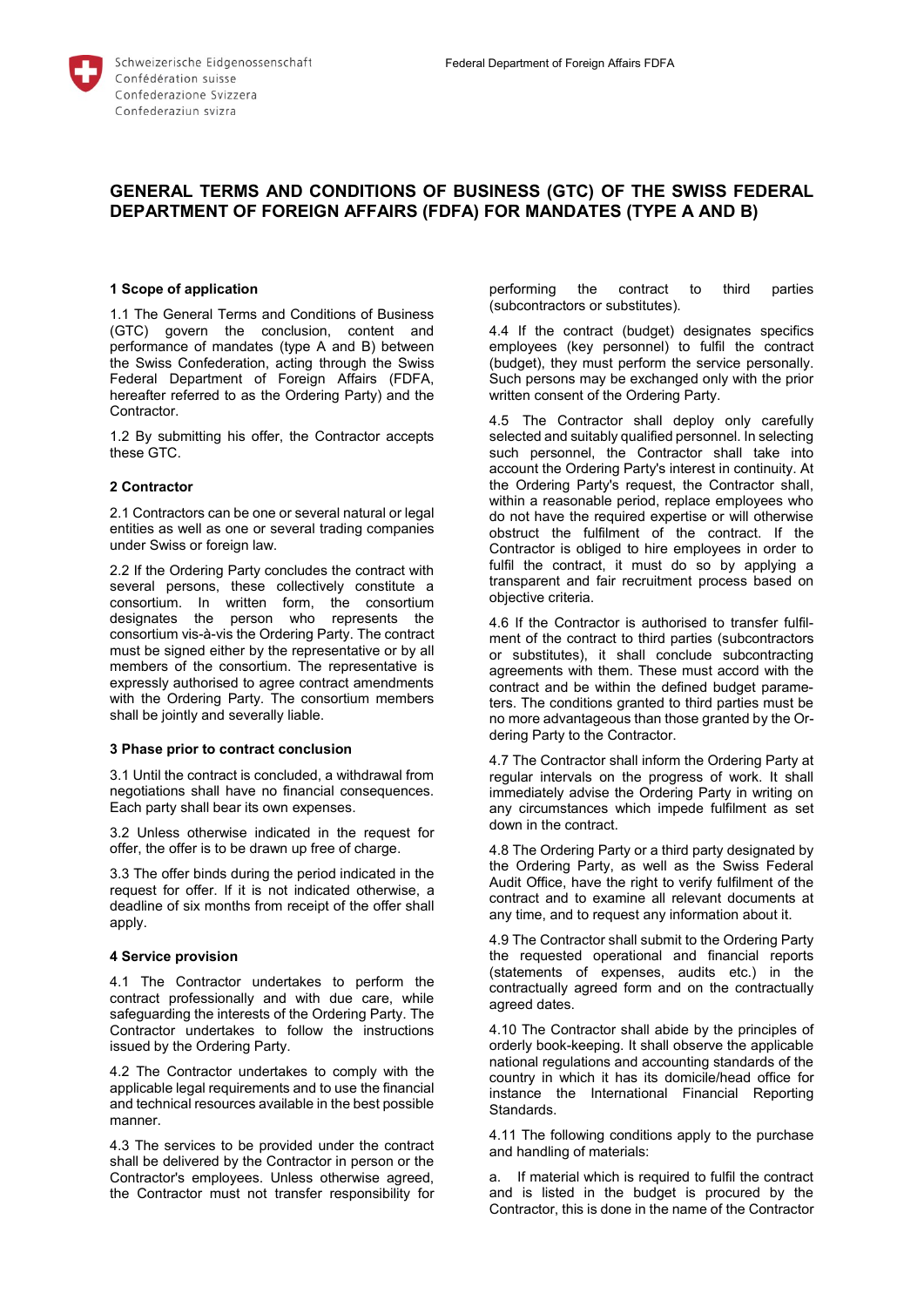# GENERAL TERMS AND CONDITIONS OF BUSINESS (GTC) OF THE SWISS FEDERAL DEPARTMENT OF FOREIGN AFFAIRS (FDFA) FOR MANDATES (TYPE A AND B)

## 1 Scope of application

1.1 The General Terms and Conditions of Business (GTC) govern the conclusion, content and performance of mandates (type A and B) between the Swiss Confederation, acting through the Swiss Federal Department of Foreign Affairs (FDFA, hereafter referred to as the Ordering Party) and the Contractor.

1.2 By submitting his offer, the Contractor accepts these GTC.

## 2 Contractor

2.1 Contractors can be one or several natural or legal entities as well as one or several trading companies under Swiss or foreign law.

2.2 If the Ordering Party concludes the contract with several persons, these collectively constitute a consortium. In written form, the consortium designates the person who represents the consortium vis-à-vis the Ordering Party. The contract must be signed either by the representative or by all members of the consortium. The representative is expressly authorised to agree contract amendments with the Ordering Party. The consortium members shall be jointly and severally liable.

## 3 Phase prior to contract conclusion

3.1 Until the contract is concluded, a withdrawal from negotiations shall have no financial consequences. Each party shall bear its own expenses.

3.2 Unless otherwise indicated in the request for offer, the offer is to be drawn up free of charge.

3.3 The offer binds during the period indicated in the request for offer. If it is not indicated otherwise, a deadline of six months from receipt of the offer shall apply.

## 4 Service provision

4.1 The Contractor undertakes to perform the contract professionally and with due care, while safeguarding the interests of the Ordering Party. The Contractor undertakes to follow the instructions issued by the Ordering Party.

4.2 The Contractor undertakes to comply with the applicable legal requirements and to use the financial and technical resources available in the best possible manner.

4.3 The services to be provided under the contract shall be delivered by the Contractor in person or the Contractor's employees. Unless otherwise agreed, the Contractor must not transfer responsibility for performing the contract to third parties (subcontractors or substitutes).

4.4 If the contract (budget) designates specifics employees (key personnel) to fulfil the contract (budget), they must perform the service personally. Such persons may be exchanged only with the prior written consent of the Ordering Party.

4.5 The Contractor shall deploy only carefully selected and suitably qualified personnel. In selecting such personnel, the Contractor shall take into account the Ordering Party's interest in continuity. At the Ordering Party's request, the Contractor shall, within a reasonable period, replace employees who do not have the required expertise or will otherwise obstruct the fulfilment of the contract. If the Contractor is obliged to hire employees in order to fulfil the contract, it must do so by applying a transparent and fair recruitment process based on objective criteria.

4.6 If the Contractor is authorised to transfer fulfilment of the contract to third parties (subcontractors or substitutes), it shall conclude subcontracting agreements with them. These must accord with the contract and be within the defined budget parameters. The conditions granted to third parties must be no more advantageous than those granted by the Ordering Party to the Contractor.

4.7 The Contractor shall inform the Ordering Party at regular intervals on the progress of work. It shall immediately advise the Ordering Party in writing on any circumstances which impede fulfilment as set down in the contract.

4.8 The Ordering Party or a third party designated by the Ordering Party, as well as the Swiss Federal Audit Office, have the right to verify fulfilment of the contract and to examine all relevant documents at any time, and to request any information about it.

4.9 The Contractor shall submit to the Ordering Party the requested operational and financial reports (statements of expenses, audits etc.) in the contractually agreed form and on the contractually agreed dates.

4.10 The Contractor shall abide by the principles of orderly book-keeping. It shall observe the applicable national regulations and accounting standards of the country in which it has its domicile/head office for instance the International Financial Reporting Standards.

4.11 The following conditions apply to the purchase and handling of materials:

a. If material which is required to fulfil the contract and is listed in the budget is procured by the Contractor, this is done in the name of the Contractor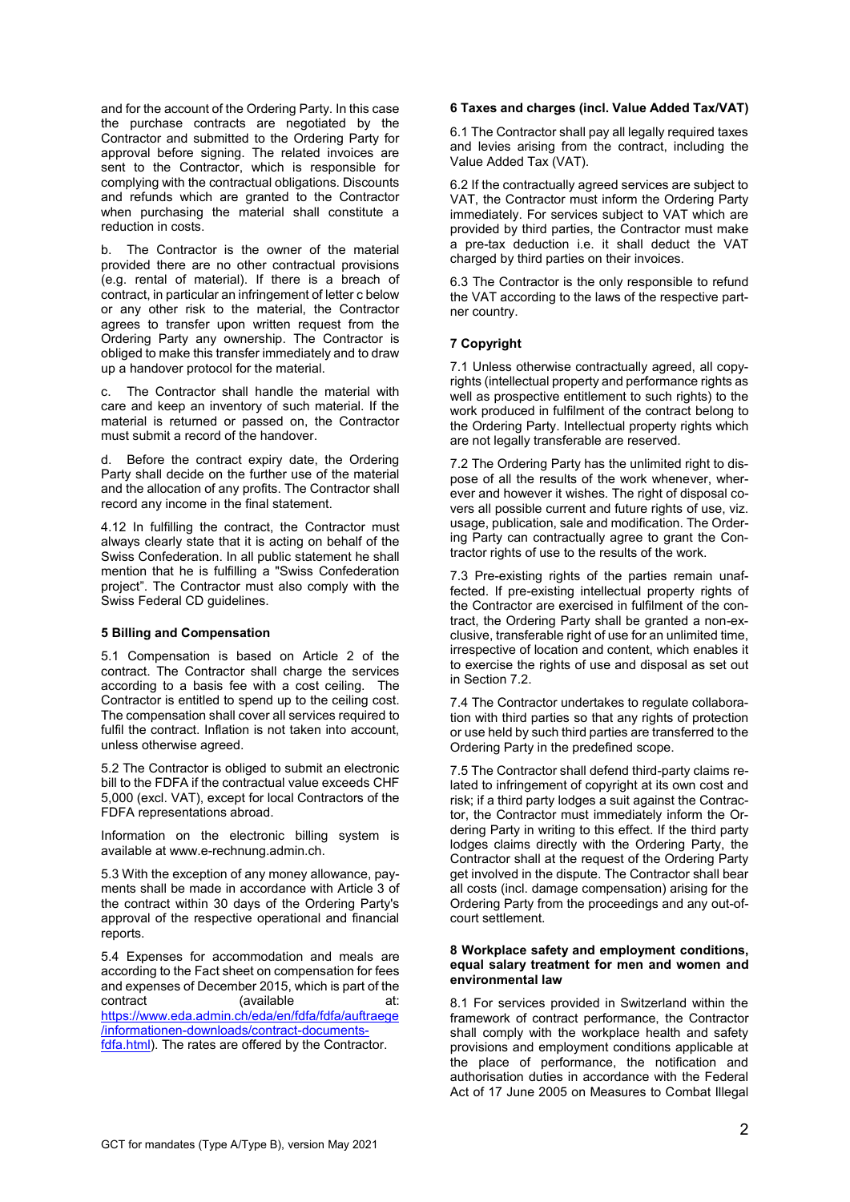and for the account of the Ordering Party. In this case the purchase contracts are negotiated by the Contractor and submitted to the Ordering Party for approval before signing. The related invoices are sent to the Contractor, which is responsible for complying with the contractual obligations. Discounts and refunds which are granted to the Contractor when purchasing the material shall constitute a reduction in costs.

b. The Contractor is the owner of the material provided there are no other contractual provisions (e.g. rental of material). If there is a breach of contract, in particular an infringement of letter c below or any other risk to the material, the Contractor agrees to transfer upon written request from the Ordering Party any ownership. The Contractor is obliged to make this transfer immediately and to draw up a handover protocol for the material.

c. The Contractor shall handle the material with care and keep an inventory of such material. If the material is returned or passed on, the Contractor must submit a record of the handover.

d. Before the contract expiry date, the Ordering Party shall decide on the further use of the material and the allocation of any profits. The Contractor shall record any income in the final statement.

4.12 In fulfilling the contract, the Contractor must always clearly state that it is acting on behalf of the Swiss Confederation. In all public statement he shall mention that he is fulfilling a "Swiss Confederation project". The Contractor must also comply with the Swiss Federal CD guidelines.

## 5 Billing and Compensation

5.1 Compensation is based on Article 2 of the contract. The Contractor shall charge the services according to a basis fee with a cost ceiling. The Contractor is entitled to spend up to the ceiling cost. The compensation shall cover all services required to fulfil the contract. Inflation is not taken into account, unless otherwise agreed.

5.2 The Contractor is obliged to submit an electronic bill to the FDFA if the contractual value exceeds CHF 5,000 (excl. VAT), except for local Contractors of the FDFA representations abroad.

Information on the electronic billing system is available at www.e-rechnung.admin.ch.

5.3 With the exception of any money allowance, payments shall be made in accordance with Article 3 of the contract within 30 days of the Ordering Party's approval of the respective operational and financial reports.

5.4 Expenses for accommodation and meals are according to the Fact sheet on compensation for fees and expenses of December 2015, which is part of the contract (available at: https://www.eda.admin.ch/eda/en/fdfa/fdfa/auftraege/informationen-downloads/contract-documents-fdfa.html). The rates are offered by the Contractor.

## 6 Taxes and charges (incl. Value Added Tax/VAT)

6.1 The Contractor shall pay all legally required taxes and levies arising from the contract, including the Value Added Tax (VAT).

6.2 If the contractually agreed services are subject to VAT, the Contractor must inform the Ordering Party immediately. For services subject to VAT which are provided by third parties, the Contractor must make a pre-tax deduction i.e. it shall deduct the VAT charged by third parties on their invoices.

6.3 The Contractor is the only responsible to refund the VAT according to the laws of the respective partner country.

## 7 Copyright

7.1 Unless otherwise contractually agreed, all copyrights (intellectual property and performance rights as well as prospective entitlement to such rights) to the work produced in fulfilment of the contract belong to the Ordering Party. Intellectual property rights which are not legally transferable are reserved.

7.2 The Ordering Party has the unlimited right to dispose of all the results of the work whenever, wherever and however it wishes. The right of disposal covers all possible current and future rights of use, viz. usage, publication, sale and modification. The Ordering Party can contractually agree to grant the Contractor rights of use to the results of the work.

7.3 Pre-existing rights of the parties remain unaffected. If pre-existing intellectual property rights of the Contractor are exercised in fulfilment of the contract, the Ordering Party shall be granted a non-exclusive, transferable right of use for an unlimited time, irrespective of location and content, which enables it to exercise the rights of use and disposal as set out in Section 7.2.

7.4 The Contractor undertakes to regulate collaboration with third parties so that any rights of protection or use held by such third parties are transferred to the Ordering Party in the predefined scope.

7.5 The Contractor shall defend third-party claims related to infringement of copyright at its own cost and risk; if a third party lodges a suit against the Contractor, the Contractor must immediately inform the Ordering Party in writing to this effect. If the third party lodges claims directly with the Ordering Party, the Contractor shall at the request of the Ordering Party get involved in the dispute. The Contractor shall bear all costs (incl. damage compensation) arising for the Ordering Party from the proceedings and any out-of-court settlement.

## 8 Workplace safety and employment conditions, equal salary treatment for men and women and environmental law

8.1 For services provided in Switzerland within the framework of contract performance, the Contractor shall comply with the workplace health and safety provisions and employment conditions applicable at the place of performance, the notification and authorisation duties in accordance with the Federal Act of 17 June 2005 on Measures to Combat Illegal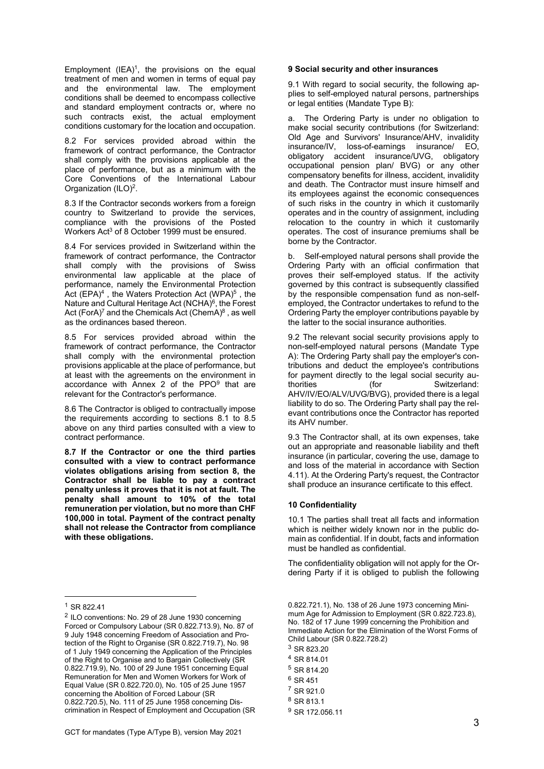Employment (IEA)[1], the provisions on the equal treatment of men and women in terms of equal pay and the environmental law. The employment conditions shall be deemed to encompass collective and standard employment contracts or, where no such contracts exist, the actual employment conditions customary for the location and occupation.

8.2 For services provided abroad within the framework of contract performance, the Contractor shall comply with the provisions applicable at the place of performance, but as a minimum with the Core Conventions of the International Labour Organization (ILO)[2].

8.3 If the Contractor seconds workers from a foreign country to Switzerland to provide the services, compliance with the provisions of the Posted Workers Act[3] of 8 October 1999 must be ensured.

8.4 For services provided in Switzerland within the framework of contract performance, the Contractor shall comply with the provisions of Swiss environmental law applicable at the place of performance, namely the Environmental Protection Act (EPA)[4] , the Waters Protection Act (WPA)[5] , the Nature and Cultural Heritage Act (NCHA)[6], the Forest Act (ForA)[7] and the Chemicals Act (ChemA)[8] , as well as the ordinances based thereon.

8.5 For services provided abroad within the framework of contract performance, the Contractor shall comply with the environmental protection provisions applicable at the place of performance, but at least with the agreements on the environment in accordance with Annex 2 of the PPO[9] that are relevant for the Contractor's performance.

8.6 The Contractor is obliged to contractually impose the requirements according to sections 8.1 to 8.5 above on any third parties consulted with a view to contract performance.

**8.7 If the Contractor or one the third parties consulted with a view to contract performance violates obligations arising from section 8, the Contractor shall be liable to pay a contract penalty unless it proves that it is not at fault. The penalty shall amount to 10% of the total remuneration per violation, but no more than CHF 100,000 in total. Payment of the contract penalty shall not release the Contractor from compliance with these obligations.**

## 9 Social security and other insurances

9.1 With regard to social security, the following applies to self-employed natural persons, partnerships or legal entities (Mandate Type B):

a. The Ordering Party is under no obligation to make social security contributions (for Switzerland: Old Age and Survivors' Insurance/AHV, invalidity insurance/IV, loss-of-earnings insurance/ EO, obligatory accident insurance/UVG, obligatory occupational pension plan/ BVG) or any other compensatory benefits for illness, accident, invalidity and death. The Contractor must insure himself and its employees against the economic consequences of such risks in the country in which it customarily operates and in the country of assignment, including relocation to the country in which it customarily operates. The cost of insurance premiums shall be borne by the Contractor.

b. Self-employed natural persons shall provide the Ordering Party with an official confirmation that proves their self-employed status. If the activity governed by this contract is subsequently classified by the responsible compensation fund as non-self-employed, the Contractor undertakes to refund to the Ordering Party the employer contributions payable by the latter to the social insurance authorities.

9.2 The relevant social security provisions apply to non-self-employed natural persons (Mandate Type A): The Ordering Party shall pay the employer's contributions and deduct the employee's contributions for payment directly to the legal social security authorities (for Switzerland: AHV/IV/EO/ALV/UVG/BVG), provided there is a legal liability to do so. The Ordering Party shall pay the relevant contributions once the Contractor has reported its AHV number.

9.3 The Contractor shall, at its own expenses, take out an appropriate and reasonable liability and theft insurance (in particular, covering the use, damage to and loss of the material in accordance with Section 4.11). At the Ordering Party's request, the Contractor shall produce an insurance certificate to this effect.

## 10 Confidentiality

10.1 The parties shall treat all facts and information which is neither widely known nor in the public domain as confidential. If in doubt, facts and information must be handled as confidential.

The confidentiality obligation will not apply for the Ordering Party if it is obliged to publish the following

---

[1] SR 822.41

[2] ILO conventions: No. 29 of 28 June 1930 concerning Forced or Compulsory Labour (SR 0.822.713.9), No. 87 of 9 July 1948 concerning Freedom of Association and Protection of the Right to Organise (SR 0.822.719.7), No. 98 of 1 July 1949 concerning the Application of the Principles of the Right to Organise and to Bargain Collectively (SR 0.822.719.9), No. 100 of 29 June 1951 concerning Equal Remuneration for Men and Women Workers for Work of Equal Value (SR 0.822.720.0), No. 105 of 25 June 1957 concerning the Abolition of Forced Labour (SR 0.822.720.5), No. 111 of 25 June 1958 concerning Discrimination in Respect of Employment and Occupation (SR 0.822.721.1), No. 138 of 26 June 1973 concerning Minimum Age for Admission to Employment (SR 0.822.723.8), No. 182 of 17 June 1999 concerning the Prohibition and Immediate Action for the Elimination of the Worst Forms of Child Labour (SR 0.822.728.2)

[3] SR 823.20

[4] SR 814.01

[5] SR 814.20

[6] SR 451

[7] SR 921.0

[8] SR 813.1

[9] SR 172.056.11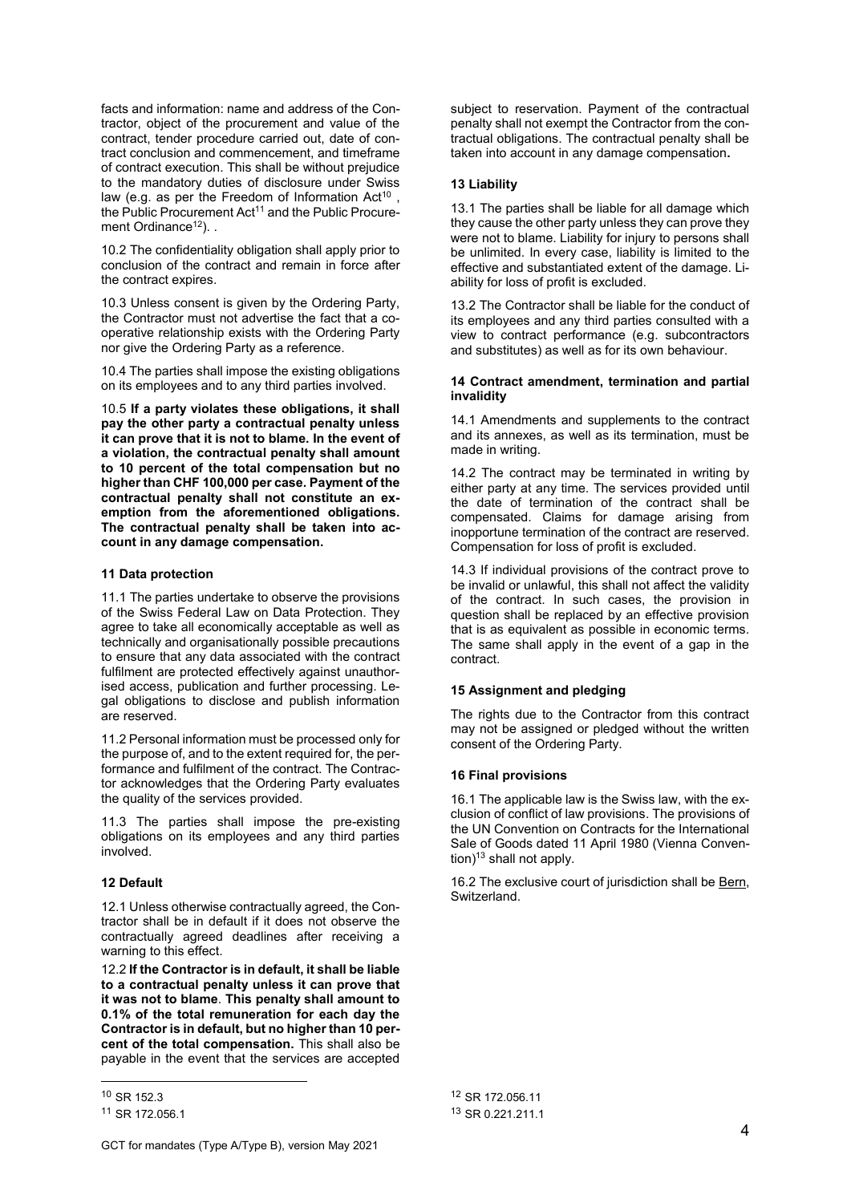facts and information: name and address of the Contractor, object of the procurement and value of the contract, tender procedure carried out, date of contract conclusion and commencement, and timeframe of contract execution. This shall be without prejudice to the mandatory duties of disclosure under Swiss law (e.g. as per the Freedom of Information Act[10], the Public Procurement Act[11] and the Public Procurement Ordinance[12]). .

10.2 The confidentiality obligation shall apply prior to conclusion of the contract and remain in force after the contract expires.

10.3 Unless consent is given by the Ordering Party, the Contractor must not advertise the fact that a cooperative relationship exists with the Ordering Party nor give the Ordering Party as a reference.

10.4 The parties shall impose the existing obligations on its employees and to any third parties involved.

10.5 **If a party violates these obligations, it shall pay the other party a contractual penalty unless it can prove that it is not to blame. In the event of a violation, the contractual penalty shall amount to 10 percent of the total compensation but no higher than CHF 100,000 per case. Payment of the contractual penalty shall not constitute an exemption from the aforementioned obligations. The contractual penalty shall be taken into account in any damage compensation.**

### 11 Data protection

11.1 The parties undertake to observe the provisions of the Swiss Federal Law on Data Protection. They agree to take all economically acceptable as well as technically and organisationally possible precautions to ensure that any data associated with the contract fulfilment are protected effectively against unauthorised access, publication and further processing. Legal obligations to disclose and publish information are reserved.

11.2 Personal information must be processed only for the purpose of, and to the extent required for, the performance and fulfilment of the contract. The Contractor acknowledges that the Ordering Party evaluates the quality of the services provided.

11.3 The parties shall impose the pre-existing obligations on its employees and any third parties involved.

### 12 Default

12.1 Unless otherwise contractually agreed, the Contractor shall be in default if it does not observe the contractually agreed deadlines after receiving a warning to this effect.

12.2 **If the Contractor is in default, it shall be liable to a contractual penalty unless it can prove that it was not to blame**. **This penalty shall amount to 0.1% of the total remuneration for each day the Contractor is in default, but no higher than 10 percent of the total compensation.** This shall also be payable in the event that the services are accepted subject to reservation. Payment of the contractual penalty shall not exempt the Contractor from the contractual obligations. The contractual penalty shall be taken into account in any damage compensation**.**

### 13 Liability

13.1 The parties shall be liable for all damage which they cause the other party unless they can prove they were not to blame. Liability for injury to persons shall be unlimited. In every case, liability is limited to the effective and substantiated extent of the damage. Liability for loss of profit is excluded.

13.2 The Contractor shall be liable for the conduct of its employees and any third parties consulted with a view to contract performance (e.g. subcontractors and substitutes) as well as for its own behaviour.

### 14 Contract amendment, termination and partial invalidity

14.1 Amendments and supplements to the contract and its annexes, as well as its termination, must be made in writing.

14.2 The contract may be terminated in writing by either party at any time. The services provided until the date of termination of the contract shall be compensated. Claims for damage arising from inopportune termination of the contract are reserved. Compensation for loss of profit is excluded.

14.3 If individual provisions of the contract prove to be invalid or unlawful, this shall not affect the validity of the contract. In such cases, the provision in question shall be replaced by an effective provision that is as equivalent as possible in economic terms. The same shall apply in the event of a gap in the contract.

### 15 Assignment and pledging

The rights due to the Contractor from this contract may not be assigned or pledged without the written consent of the Ordering Party.

### 16 Final provisions

16.1 The applicable law is the Swiss law, with the exclusion of conflict of law provisions. The provisions of the UN Convention on Contracts for the International Sale of Goods dated 11 April 1980 (Vienna Convention)[13] shall not apply.

16.2 The exclusive court of jurisdiction shall be Bern, Switzerland.

---

[10] SR 152.3

[11] SR 172.056.1

[12] SR 172.056.11

[13] SR 0.221.211.1